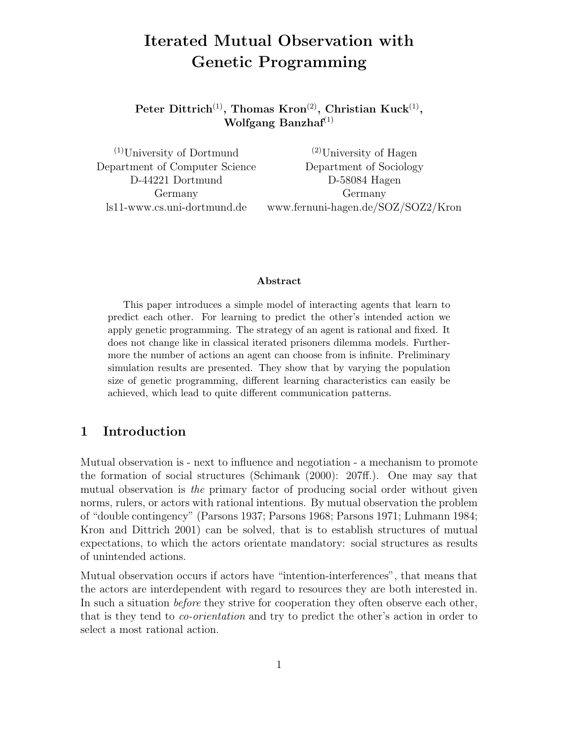# Iterated Mutual Observation with Genetic Programming

**Peter Dittrich[(1)], Thomas Kron[(2)], Christian Kuck[(1)], Wolfgang Banzhaf[(1)]**

[(1)]University of Dortmund
Department of Computer Science
D-44221 Dortmund
Germany
ls11-www.cs.uni-dortmund.de

[(2)]University of Hagen
Department of Sociology
D-58084 Hagen
Germany
www.fernuni-hagen.de/SOZ/SOZ2/Kron

**Abstract**

This paper introduces a simple model of interacting agents that learn to predict each other. For learning to predict the other's intended action we apply genetic programming. The strategy of an agent is rational and fixed. It does not change like in classical iterated prisoners dilemma models. Furthermore the number of actions an agent can choose from is infinite. Preliminary simulation results are presented. They show that by varying the population size of genetic programming, different learning characteristics can easily be achieved, which lead to quite different communication patterns.

## 1 Introduction

Mutual observation is - next to influence and negotiation - a mechanism to promote the formation of social structures (Schimank (2000): 207ff.). One may say that mutual observation is *the* primary factor of producing social order without given norms, rulers, or actors with rational intentions. By mutual observation the problem of "double contingency" (Parsons 1937; Parsons 1968; Parsons 1971; Luhmann 1984; Kron and Dittrich 2001) can be solved, that is to establish structures of mutual expectations, to which the actors orientate mandatory: social structures as results of unintended actions.

Mutual observation occurs if actors have "intention-interferences", that means that the actors are interdependent with regard to resources they are both interested in. In such a situation *before* they strive for cooperation they often observe each other, that is they tend to *co-orientation* and try to predict the other's action in order to select a most rational action.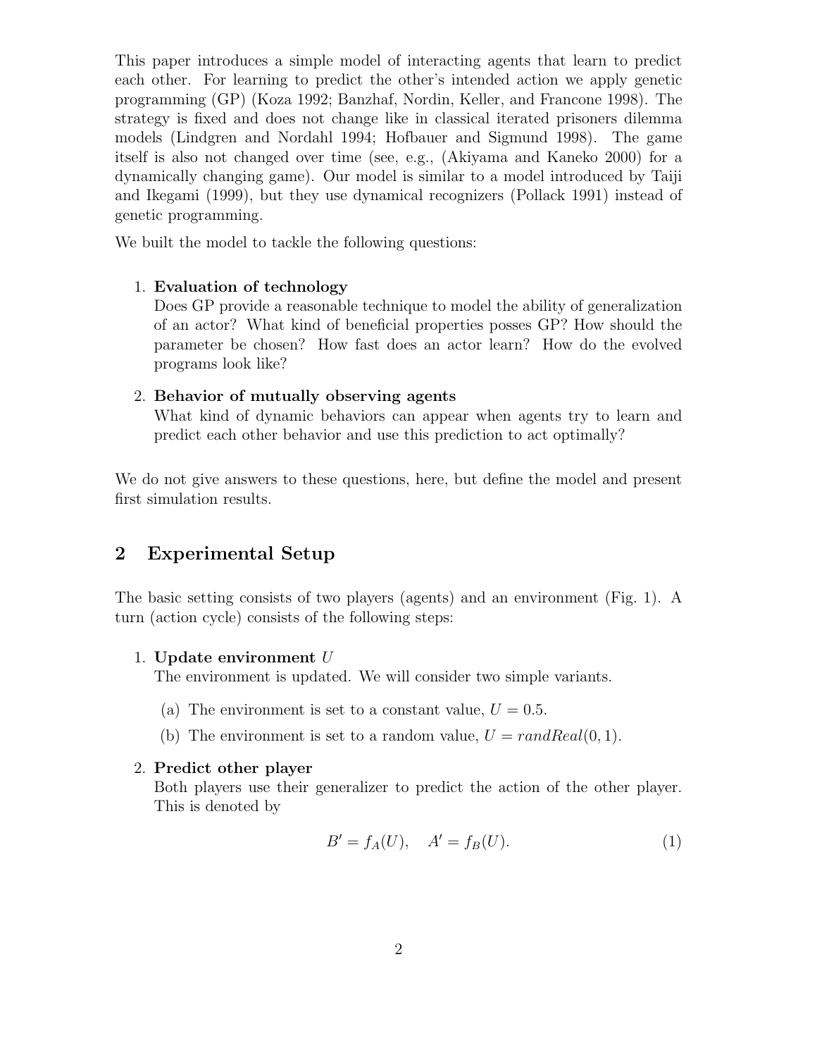This paper introduces a simple model of interacting agents that learn to predict each other. For learning to predict the other's intended action we apply genetic programming (GP) (Koza 1992; Banzhaf, Nordin, Keller, and Francone 1998). The strategy is fixed and does not change like in classical iterated prisoners dilemma models (Lindgren and Nordahl 1994; Hofbauer and Sigmund 1998). The game itself is also not changed over time (see, e.g., (Akiyama and Kaneko 2000) for a dynamically changing game). Our model is similar to a model introduced by Taiji and Ikegami (1999), but they use dynamical recognizers (Pollack 1991) instead of genetic programming.

We built the model to tackle the following questions:

1. **Evaluation of technology**
   Does GP provide a reasonable technique to model the ability of generalization of an actor? What kind of beneficial properties posses GP? How should the parameter be chosen? How fast does an actor learn? How do the evolved programs look like?

2. **Behavior of mutually observing agents**
   What kind of dynamic behaviors can appear when agents try to learn and predict each other behavior and use this prediction to act optimally?

We do not give answers to these questions, here, but define the model and present first simulation results.

## 2 Experimental Setup

The basic setting consists of two players (agents) and an environment (Fig. 1). A turn (action cycle) consists of the following steps:

1. **Update environment $U$**
   The environment is updated. We will consider two simple variants.

   (a) The environment is set to a constant value, $U = 0.5$.

   (b) The environment is set to a random value, $U = randReal(0, 1)$.

2. **Predict other player**
   Both players use their generalizer to predict the action of the other player. This is denoted by

$$B' = f_A(U), \quad A' = f_B(U). \tag{1}$$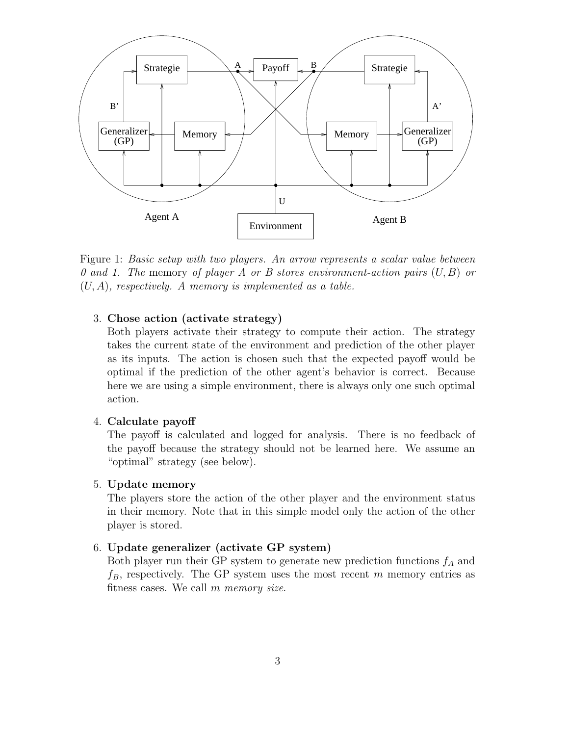Figure 1: *Basic setup with two players. An arrow represents a scalar value between 0 and 1. The* memory *of player A or B stores environment-action pairs* $(U, B)$ *or* $(U, A)$*, respectively. A memory is implemented as a table.*

3. **Chose action (activate strategy)**
   Both players activate their strategy to compute their action. The strategy takes the current state of the environment and prediction of the other player as its inputs. The action is chosen such that the expected payoff would be optimal if the prediction of the other agent's behavior is correct. Because here we are using a simple environment, there is always only one such optimal action.

4. **Calculate payoff**
   The payoff is calculated and logged for analysis. There is no feedback of the payoff because the strategy should not be learned here. We assume an "optimal" strategy (see below).

5. **Update memory**
   The players store the action of the other player and the environment status in their memory. Note that in this simple model only the action of the other player is stored.

6. **Update generalizer (activate GP system)**
   Both player run their GP system to generate new prediction functions $f_A$ and $f_B$, respectively. The GP system uses the most recent $m$ memory entries as fitness cases. We call $m$ *memory size*.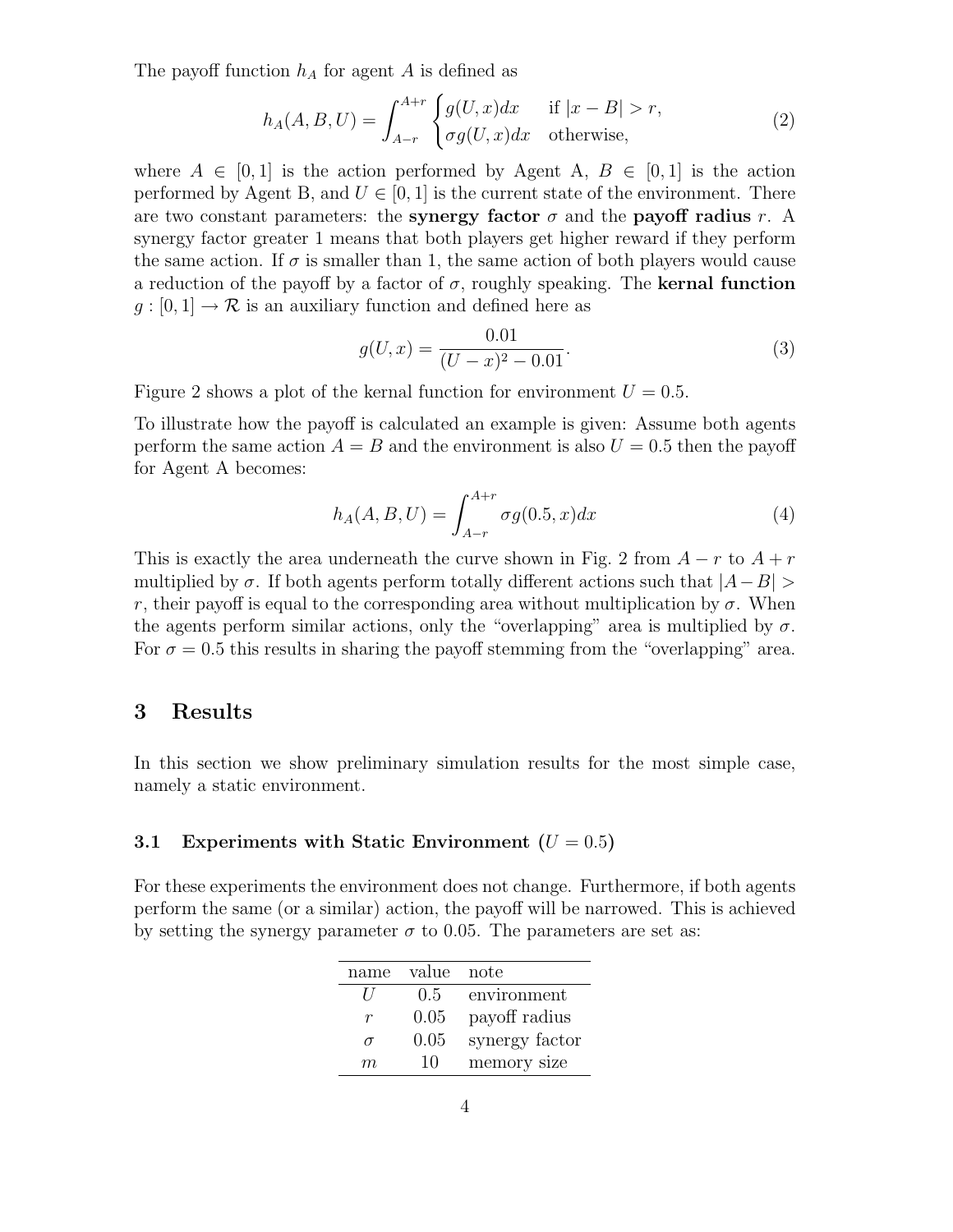The payoff function $h_A$ for agent $A$ is defined as

$$h_A(A, B, U) = \int_{A-r}^{A+r} \begin{cases} g(U, x)dx & \text{if } |x - B| > r, \\ \sigma g(U, x)dx & \text{otherwise,} \end{cases} \tag{2}$$

where $A \in [0, 1]$ is the action performed by Agent A, $B \in [0, 1]$ is the action performed by Agent B, and $U \in [0, 1]$ is the current state of the environment. There are two constant parameters: the **synergy factor** $\sigma$ and the **payoff radius** $r$. A synergy factor greater 1 means that both players get higher reward if they perform the same action. If $\sigma$ is smaller than 1, the same action of both players would cause a reduction of the payoff by a factor of $\sigma$, roughly speaking. The **kernal function** $g : [0, 1] \to \mathcal{R}$ is an auxiliary function and defined here as

$$g(U, x) = \frac{0.01}{(U - x)^2 - 0.01}. \tag{3}$$

Figure 2 shows a plot of the kernal function for environment $U = 0.5$.

To illustrate how the payoff is calculated an example is given: Assume both agents perform the same action $A = B$ and the environment is also $U = 0.5$ then the payoff for Agent A becomes:

$$h_A(A, B, U) = \int_{A-r}^{A+r} \sigma g(0.5, x)dx \tag{4}$$

This is exactly the area underneath the curve shown in Fig. 2 from $A - r$ to $A + r$ multiplied by $\sigma$. If both agents perform totally different actions such that $|A - B| > r$, their payoff is equal to the corresponding area without multiplication by $\sigma$. When the agents perform similar actions, only the "overlapping" area is multiplied by $\sigma$. For $\sigma = 0.5$ this results in sharing the payoff stemming from the "overlapping" area.

## 3 Results

In this section we show preliminary simulation results for the most simple case, namely a static environment.

### 3.1 Experiments with Static Environment ($U = 0.5$)

For these experiments the environment does not change. Furthermore, if both agents perform the same (or a similar) action, the payoff will be narrowed. This is achieved by setting the synergy parameter $\sigma$ to 0.05. The parameters are set as:

| name | value | note |
|---|---|---|
| $U$ | 0.5 | environment |
| $r$ | 0.05 | payoff radius |
| $\sigma$ | 0.05 | synergy factor |
| $m$ | 10 | memory size |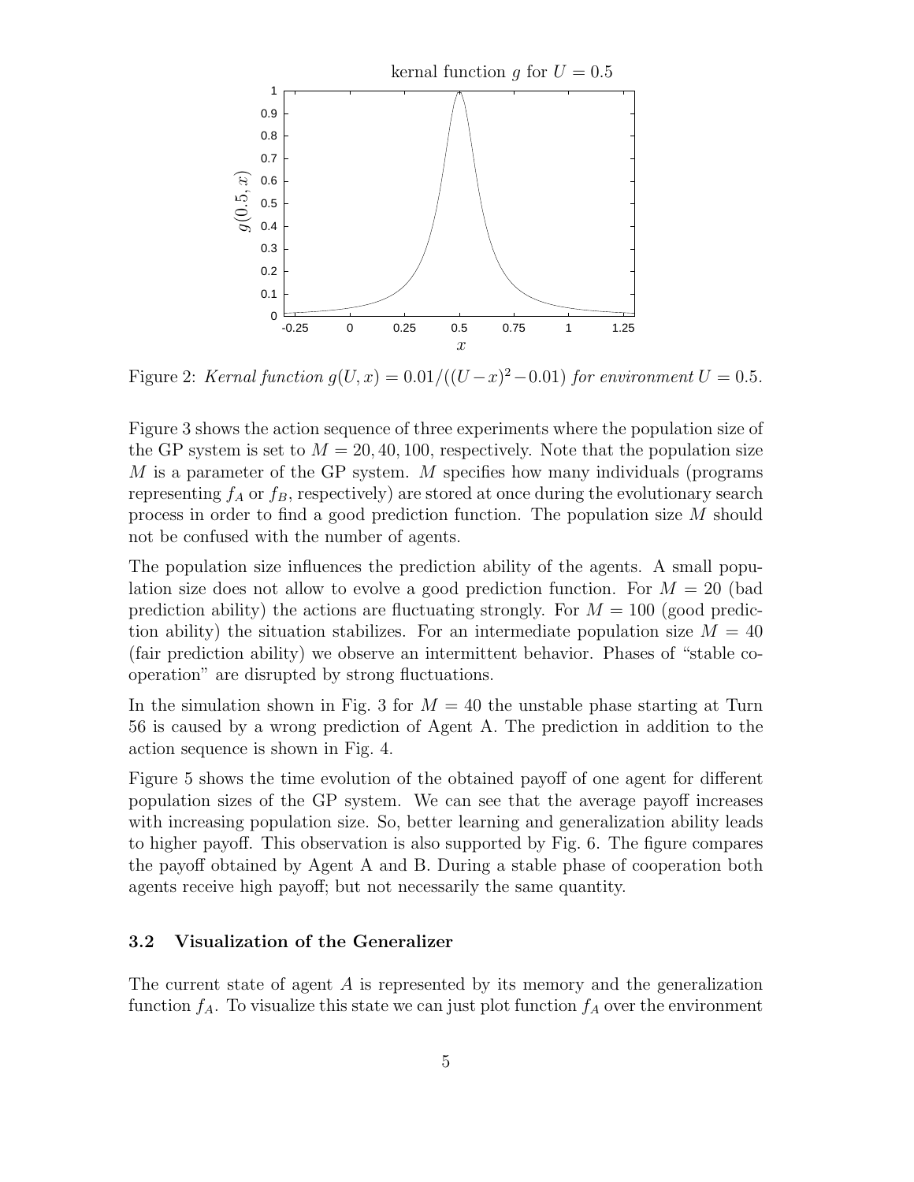Figure 2: *Kernal function $g(U, x) = 0.01/((U-x)^2-0.01)$ for environment $U = 0.5$.*

Figure 3 shows the action sequence of three experiments where the population size of the GP system is set to $M = 20, 40, 100$, respectively. Note that the population size $M$ is a parameter of the GP system. $M$ specifies how many individuals (programs representing $f_A$ or $f_B$, respectively) are stored at once during the evolutionary search process in order to find a good prediction function. The population size $M$ should not be confused with the number of agents.

The population size influences the prediction ability of the agents. A small population size does not allow to evolve a good prediction function. For $M = 20$ (bad prediction ability) the actions are fluctuating strongly. For $M = 100$ (good prediction ability) the situation stabilizes. For an intermediate population size $M = 40$ (fair prediction ability) we observe an intermittent behavior. Phases of "stable cooperation" are disrupted by strong fluctuations.

In the simulation shown in Fig. 3 for $M = 40$ the unstable phase starting at Turn 56 is caused by a wrong prediction of Agent A. The prediction in addition to the action sequence is shown in Fig. 4.

Figure 5 shows the time evolution of the obtained payoff of one agent for different population sizes of the GP system. We can see that the average payoff increases with increasing population size. So, better learning and generalization ability leads to higher payoff. This observation is also supported by Fig. 6. The figure compares the payoff obtained by Agent A and B. During a stable phase of cooperation both agents receive high payoff; but not necessarily the same quantity.

### 3.2 Visualization of the Generalizer

The current state of agent $A$ is represented by its memory and the generalization function $f_A$. To visualize this state we can just plot function $f_A$ over the environment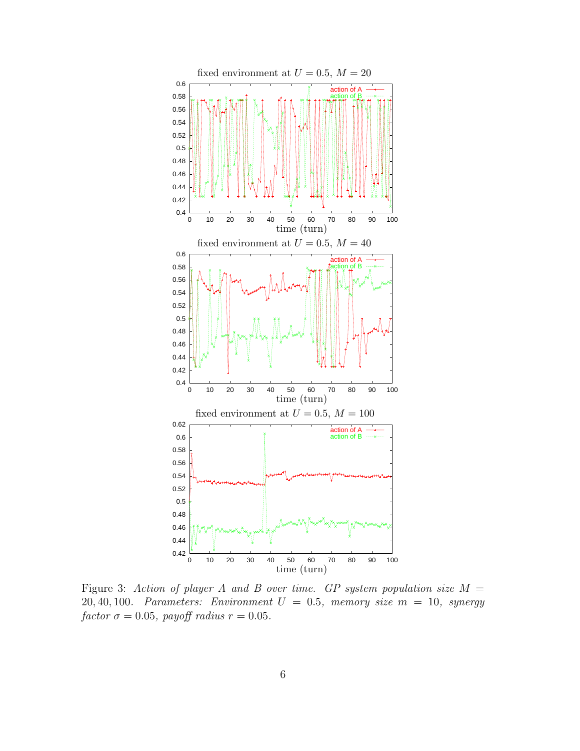Figure 3: *Action of player A and B over time. GP system population size $M = 20, 40, 100$. Parameters: Environment $U = 0.5$, memory size $m = 10$, synergy factor $\sigma = 0.05$, payoff radius $r = 0.05$.*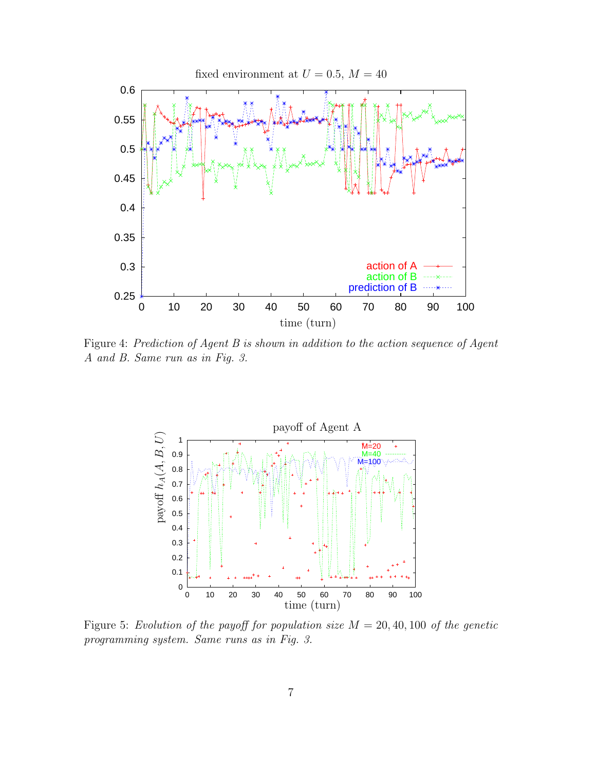Figure 4: *Prediction of Agent B is shown in addition to the action sequence of Agent A and B. Same run as in Fig. 3.*

Figure 5: *Evolution of the payoff for population size $M = 20, 40, 100$ of the genetic programming system. Same runs as in Fig. 3.*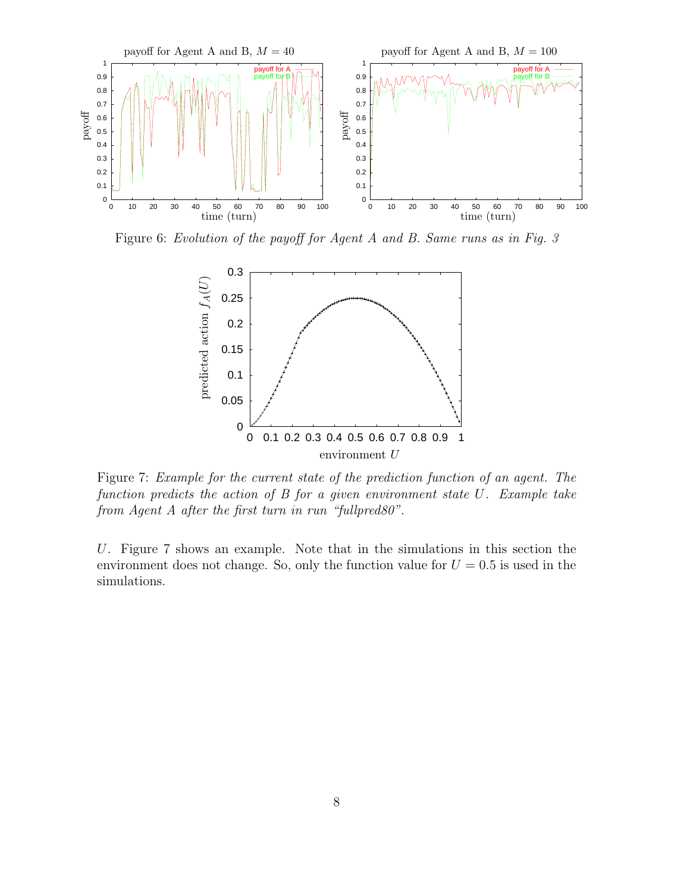Figure 6: *Evolution of the payoff for Agent A and B. Same runs as in Fig. 3*

Figure 7: *Example for the current state of the prediction function of an agent. The function predicts the action of B for a given environment state $U$. Example take from Agent A after the first turn in run "fullpred80".*

$U$. Figure 7 shows an example. Note that in the simulations in this section the environment does not change. So, only the function value for $U = 0.5$ is used in the simulations.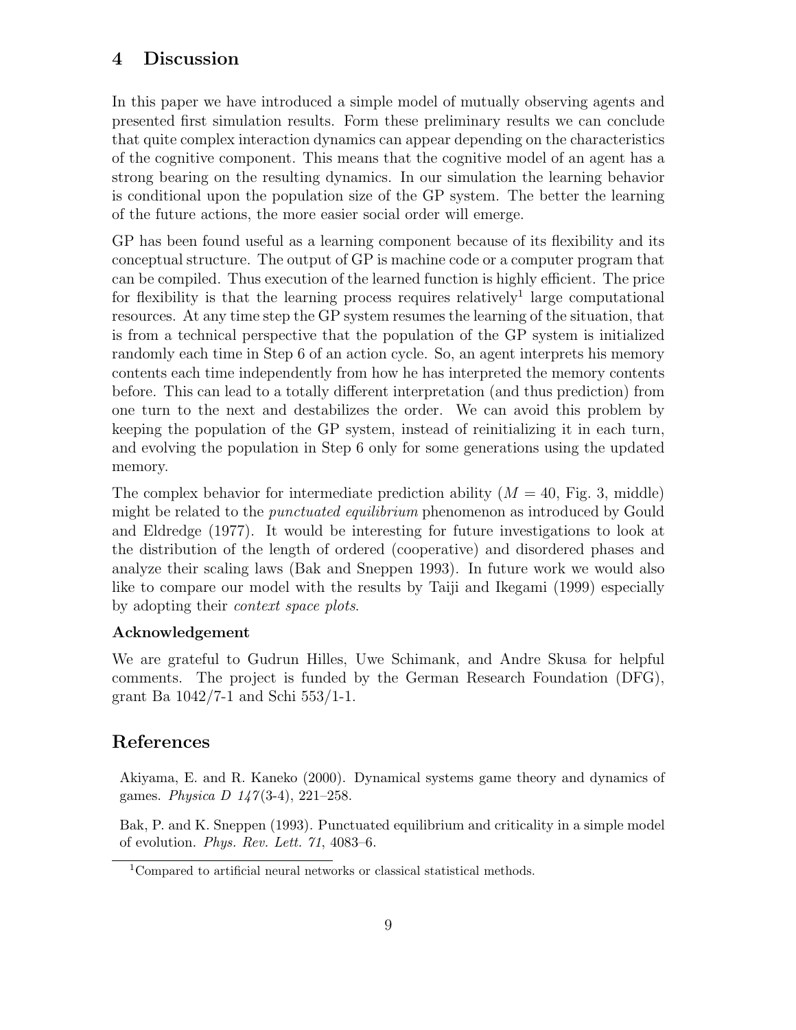## 4 Discussion

In this paper we have introduced a simple model of mutually observing agents and presented first simulation results. Form these preliminary results we can conclude that quite complex interaction dynamics can appear depending on the characteristics of the cognitive component. This means that the cognitive model of an agent has a strong bearing on the resulting dynamics. In our simulation the learning behavior is conditional upon the population size of the GP system. The better the learning of the future actions, the more easier social order will emerge.

GP has been found useful as a learning component because of its flexibility and its conceptual structure. The output of GP is machine code or a computer program that can be compiled. Thus execution of the learned function is highly efficient. The price for flexibility is that the learning process requires relatively[1] large computational resources. At any time step the GP system resumes the learning of the situation, that is from a technical perspective that the population of the GP system is initialized randomly each time in Step 6 of an action cycle. So, an agent interprets his memory contents each time independently from how he has interpreted the memory contents before. This can lead to a totally different interpretation (and thus prediction) from one turn to the next and destabilizes the order. We can avoid this problem by keeping the population of the GP system, instead of reinitializing it in each turn, and evolving the population in Step 6 only for some generations using the updated memory.

The complex behavior for intermediate prediction ability ($M = 40$, Fig. 3, middle) might be related to the *punctuated equilibrium* phenomenon as introduced by Gould and Eldredge (1977). It would be interesting for future investigations to look at the distribution of the length of ordered (cooperative) and disordered phases and analyze their scaling laws (Bak and Sneppen 1993). In future work we would also like to compare our model with the results by Taiji and Ikegami (1999) especially by adopting their *context space plots*.

### Acknowledgement

We are grateful to Gudrun Hilles, Uwe Schimank, and Andre Skusa for helpful comments. The project is funded by the German Research Foundation (DFG), grant Ba 1042/7-1 and Schi 553/1-1.

## References

Akiyama, E. and R. Kaneko (2000). Dynamical systems game theory and dynamics of games. *Physica D 147*(3-4), 221–258.

Bak, P. and K. Sneppen (1993). Punctuated equilibrium and criticality in a simple model of evolution. *Phys. Rev. Lett. 71*, 4083–6.

[1] Compared to artificial neural networks or classical statistical methods.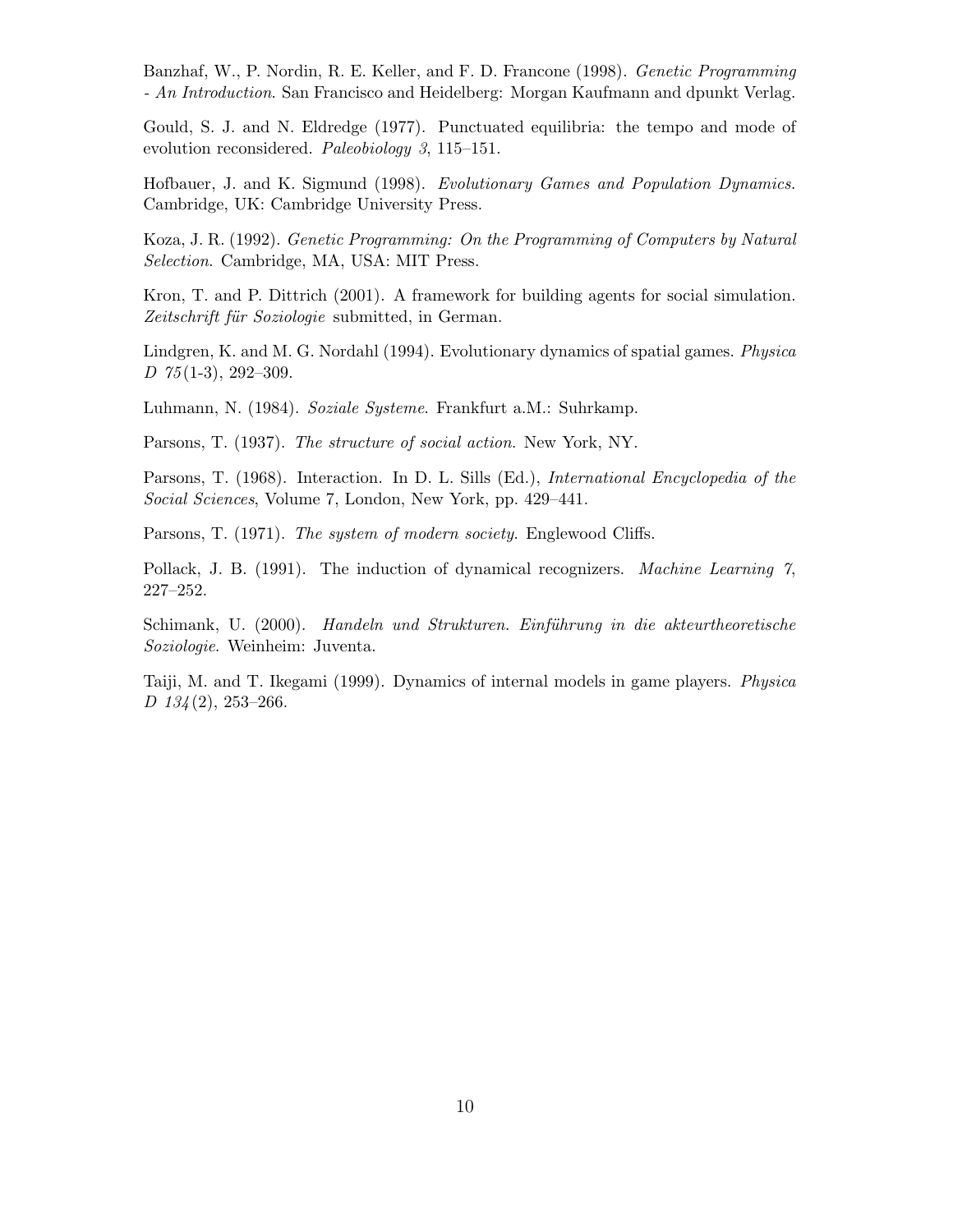Banzhaf, W., P. Nordin, R. E. Keller, and F. D. Francone (1998). *Genetic Programming - An Introduction*. San Francisco and Heidelberg: Morgan Kaufmann and dpunkt Verlag.

Gould, S. J. and N. Eldredge (1977). Punctuated equilibria: the tempo and mode of evolution reconsidered. *Paleobiology 3*, 115–151.

Hofbauer, J. and K. Sigmund (1998). *Evolutionary Games and Population Dynamics.* Cambridge, UK: Cambridge University Press.

Koza, J. R. (1992). *Genetic Programming: On the Programming of Computers by Natural Selection*. Cambridge, MA, USA: MIT Press.

Kron, T. and P. Dittrich (2001). A framework for building agents for social simulation. *Zeitschrift für Soziologie* submitted, in German.

Lindgren, K. and M. G. Nordahl (1994). Evolutionary dynamics of spatial games. *Physica D 75*(1-3), 292–309.

Luhmann, N. (1984). *Soziale Systeme*. Frankfurt a.M.: Suhrkamp.

Parsons, T. (1937). *The structure of social action.* New York, NY.

Parsons, T. (1968). Interaction. In D. L. Sills (Ed.), *International Encyclopedia of the Social Sciences*, Volume 7, London, New York, pp. 429–441.

Parsons, T. (1971). *The system of modern society*. Englewood Cliffs.

Pollack, J. B. (1991). The induction of dynamical recognizers. *Machine Learning 7*, 227–252.

Schimank, U. (2000). *Handeln und Strukturen. Einführung in die akteurtheoretische Soziologie*. Weinheim: Juventa.

Taiji, M. and T. Ikegami (1999). Dynamics of internal models in game players. *Physica D 134*(2), 253–266.